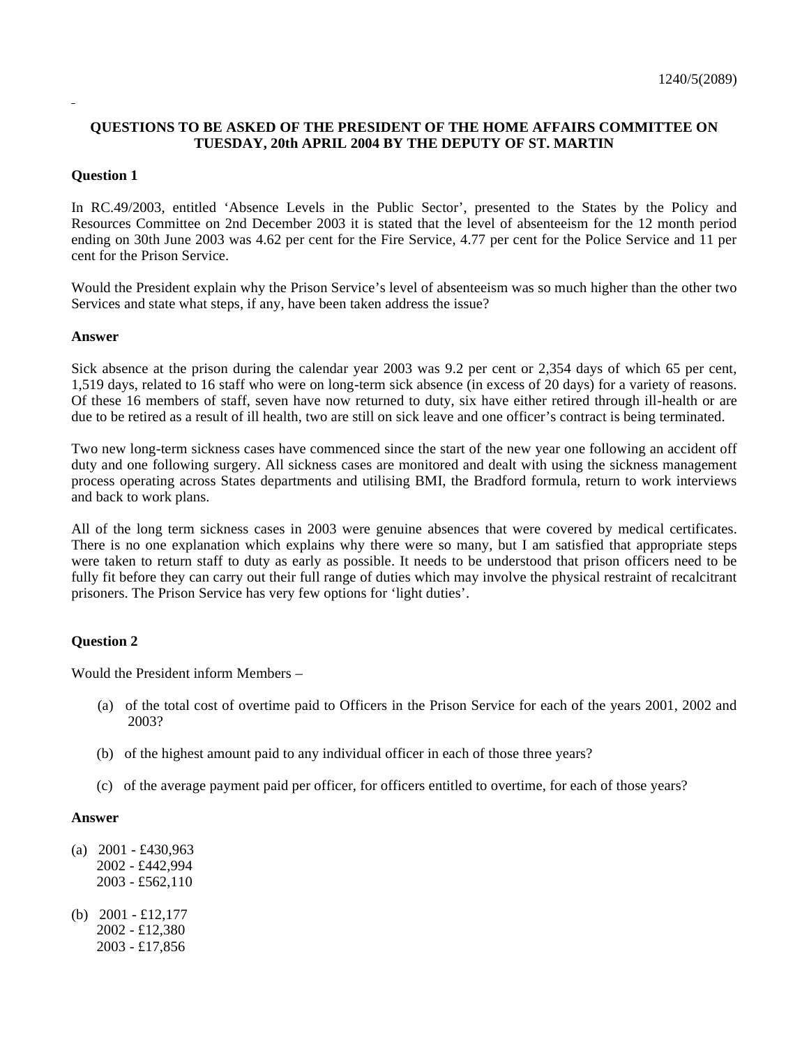1240/5(2089)

**QUESTIONS TO BE ASKED OF THE PRESIDENT OF THE HOME AFFAIRS COMMITTEE ON TUESDAY, 20th APRIL 2004 BY THE DEPUTY OF ST. MARTIN**

**Question 1**

In RC.49/2003, entitled 'Absence Levels in the Public Sector', presented to the States by the Policy and Resources Committee on 2nd December 2003 it is stated that the level of absenteeism for the 12 month period ending on 30th June 2003 was 4.62 per cent for the Fire Service, 4.77 per cent for the Police Service and 11 per cent for the Prison Service.

Would the President explain why the Prison Service's level of absenteeism was so much higher than the other two Services and state what steps, if any, have been taken address the issue?

**Answer**

Sick absence at the prison during the calendar year 2003 was 9.2 per cent or 2,354 days of which 65 per cent, 1,519 days, related to 16 staff who were on long-term sick absence (in excess of 20 days) for a variety of reasons. Of these 16 members of staff, seven have now returned to duty, six have either retired through ill-health or are due to be retired as a result of ill health, two are still on sick leave and one officer's contract is being terminated.

Two new long-term sickness cases have commenced since the start of the new year one following an accident off duty and one following surgery. All sickness cases are monitored and dealt with using the sickness management process operating across States departments and utilising BMI, the Bradford formula, return to work interviews and back to work plans.

All of the long term sickness cases in 2003 were genuine absences that were covered by medical certificates. There is no one explanation which explains why there were so many, but I am satisfied that appropriate steps were taken to return staff to duty as early as possible. It needs to be understood that prison officers need to be fully fit before they can carry out their full range of duties which may involve the physical restraint of recalcitrant prisoners. The Prison Service has very few options for 'light duties'.

**Question 2**

Would the President inform Members –

(a) of the total cost of overtime paid to Officers in the Prison Service for each of the years 2001, 2002 and 2003?

(b) of the highest amount paid to any individual officer in each of those three years?

(c) of the average payment paid per officer, for officers entitled to overtime, for each of those years?

**Answer**

(a) 2001 - £430,963
2002 - £442,994
2003 - £562,110

(b) 2001 - £12,177
2002 - £12,380
2003 - £17,856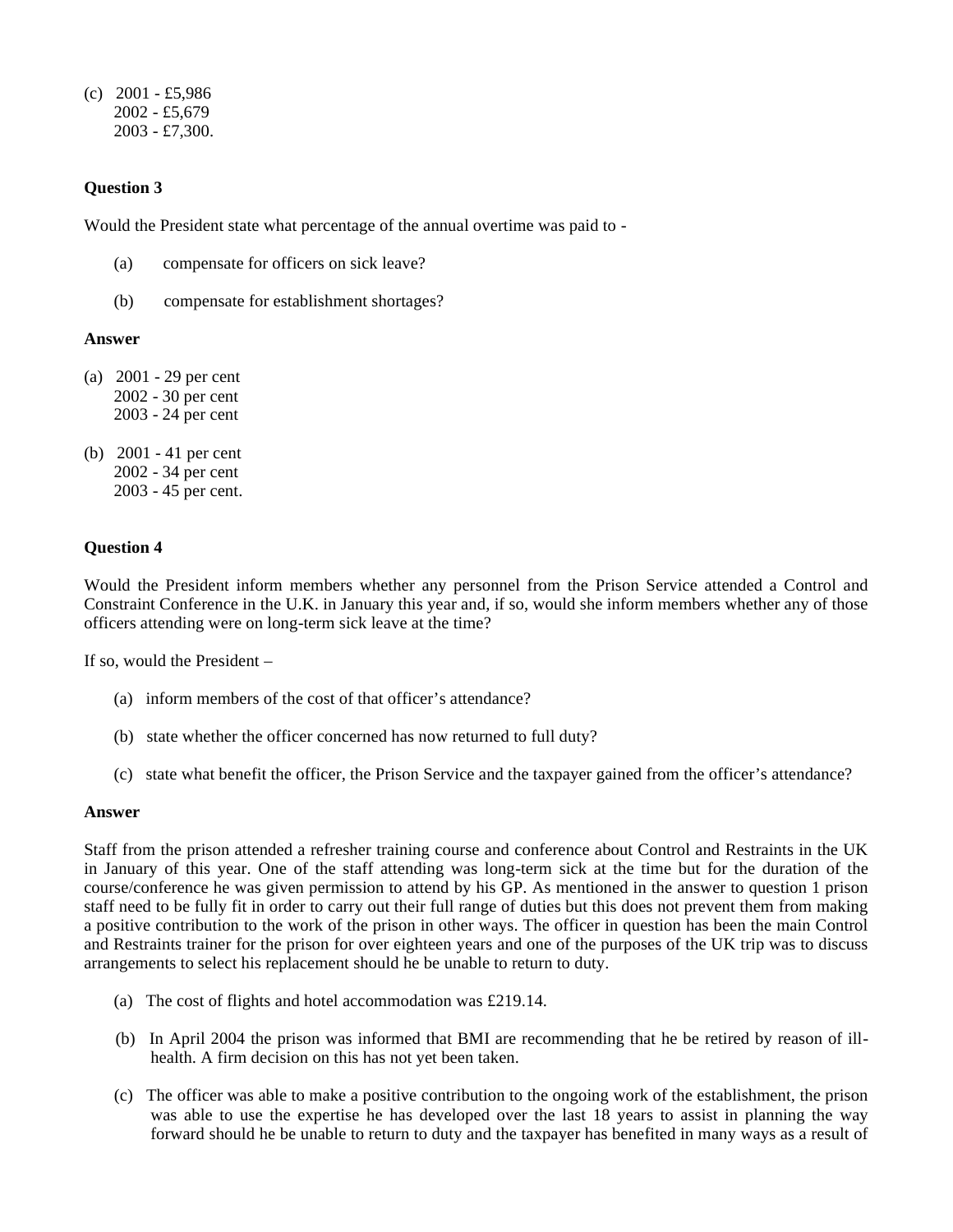(c) 2001 - £5,986
2002 - £5,679
2003 - £7,300.

**Question 3**

Would the President state what percentage of the annual overtime was paid to -

(a) compensate for officers on sick leave?

(b) compensate for establishment shortages?

**Answer**

(a) 2001 - 29 per cent
2002 - 30 per cent
2003 - 24 per cent

(b) 2001 - 41 per cent
2002 - 34 per cent
2003 - 45 per cent.

**Question 4**

Would the President inform members whether any personnel from the Prison Service attended a Control and Constraint Conference in the U.K. in January this year and, if so, would she inform members whether any of those officers attending were on long-term sick leave at the time?

If so, would the President –

(a) inform members of the cost of that officer's attendance?

(b) state whether the officer concerned has now returned to full duty?

(c) state what benefit the officer, the Prison Service and the taxpayer gained from the officer's attendance?

**Answer**

Staff from the prison attended a refresher training course and conference about Control and Restraints in the UK in January of this year. One of the staff attending was long-term sick at the time but for the duration of the course/conference he was given permission to attend by his GP. As mentioned in the answer to question 1 prison staff need to be fully fit in order to carry out their full range of duties but this does not prevent them from making a positive contribution to the work of the prison in other ways. The officer in question has been the main Control and Restraints trainer for the prison for over eighteen years and one of the purposes of the UK trip was to discuss arrangements to select his replacement should he be unable to return to duty.

(a) The cost of flights and hotel accommodation was £219.14.

(b) In April 2004 the prison was informed that BMI are recommending that he be retired by reason of ill-health. A firm decision on this has not yet been taken.

(c) The officer was able to make a positive contribution to the ongoing work of the establishment, the prison was able to use the expertise he has developed over the last 18 years to assist in planning the way forward should he be unable to return to duty and the taxpayer has benefited in many ways as a result of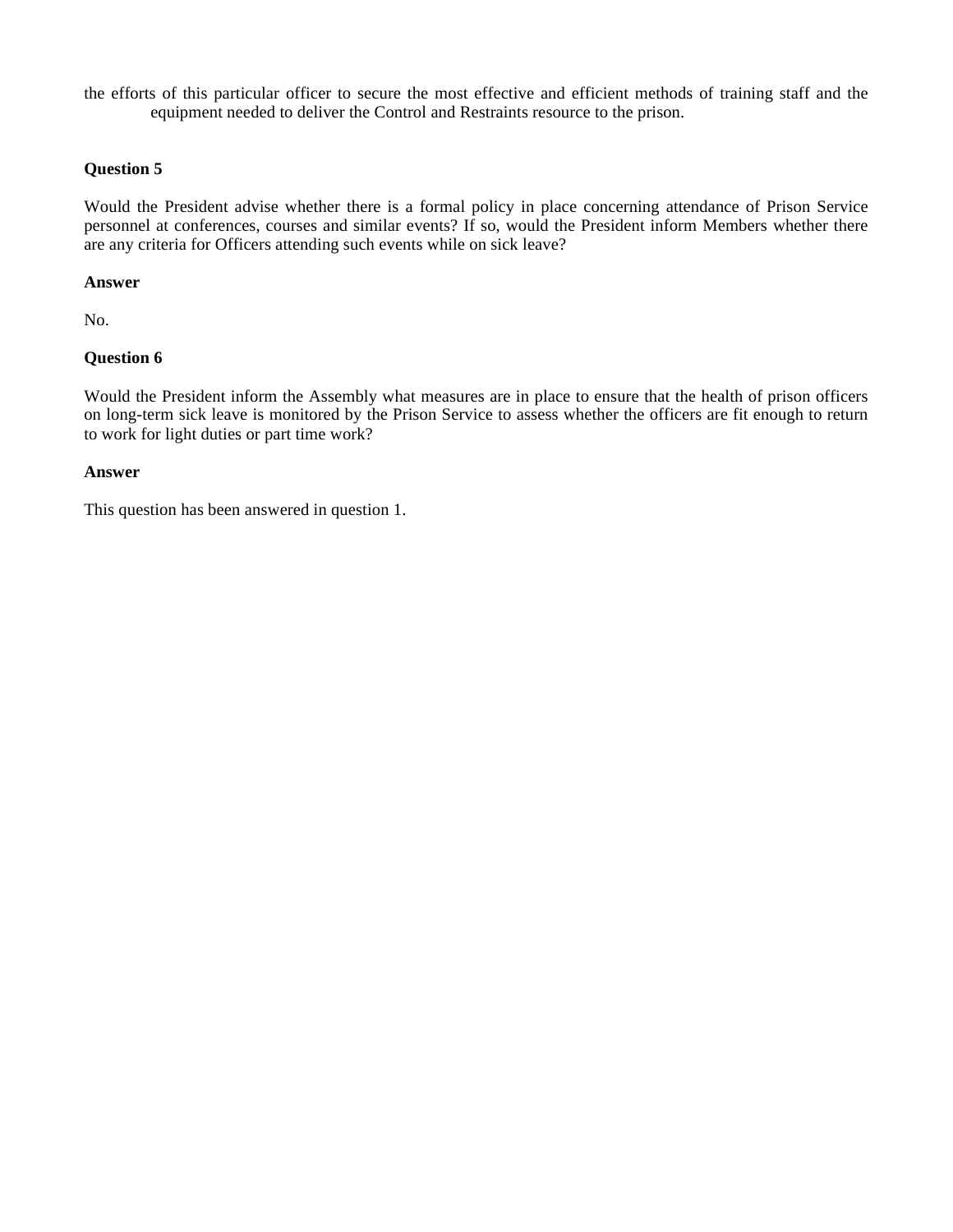the efforts of this particular officer to secure the most effective and efficient methods of training staff and the equipment needed to deliver the Control and Restraints resource to the prison.

**Question 5**

Would the President advise whether there is a formal policy in place concerning attendance of Prison Service personnel at conferences, courses and similar events? If so, would the President inform Members whether there are any criteria for Officers attending such events while on sick leave?

**Answer**

No.

**Question 6**

Would the President inform the Assembly what measures are in place to ensure that the health of prison officers on long-term sick leave is monitored by the Prison Service to assess whether the officers are fit enough to return to work for light duties or part time work?

**Answer**

This question has been answered in question 1.